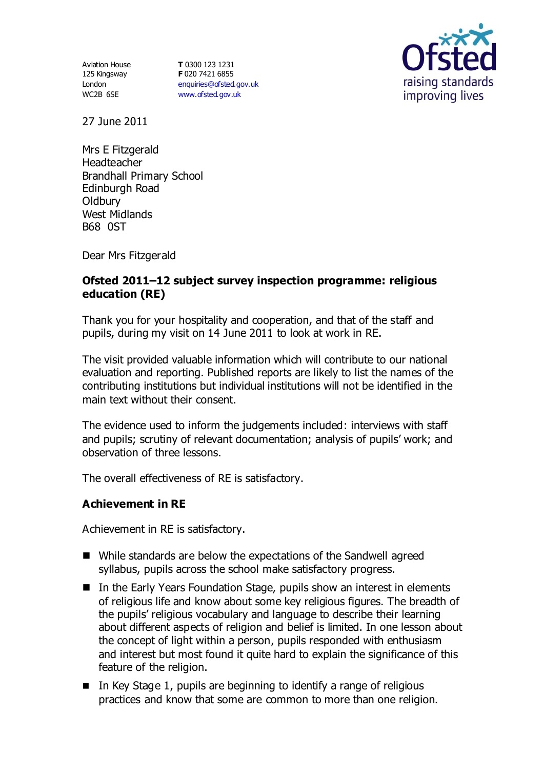Aviation House
125 Kingsway
London
WC2B 6SE

**T** 0300 123 1231
**F** 020 7421 6855
enquiries@ofsted.gov.uk
www.ofsted.gov.uk

27 June 2011

Mrs E Fitzgerald
Headteacher
Brandhall Primary School
Edinburgh Road
Oldbury
West Midlands
B68 0ST

Dear Mrs Fitzgerald

**Ofsted 2011–12 subject survey inspection programme: religious education (RE)**

Thank you for your hospitality and cooperation, and that of the staff and pupils, during my visit on 14 June 2011 to look at work in RE.

The visit provided valuable information which will contribute to our national evaluation and reporting. Published reports are likely to list the names of the contributing institutions but individual institutions will not be identified in the main text without their consent.

The evidence used to inform the judgements included: interviews with staff and pupils; scrutiny of relevant documentation; analysis of pupils' work; and observation of three lessons.

The overall effectiveness of RE is satisfactory.

**Achievement in RE**

Achievement in RE is satisfactory.

- While standards are below the expectations of the Sandwell agreed syllabus, pupils across the school make satisfactory progress.
- In the Early Years Foundation Stage, pupils show an interest in elements of religious life and know about some key religious figures. The breadth of the pupils' religious vocabulary and language to describe their learning about different aspects of religion and belief is limited. In one lesson about the concept of light within a person, pupils responded with enthusiasm and interest but most found it quite hard to explain the significance of this feature of the religion.
- In Key Stage 1, pupils are beginning to identify a range of religious practices and know that some are common to more than one religion.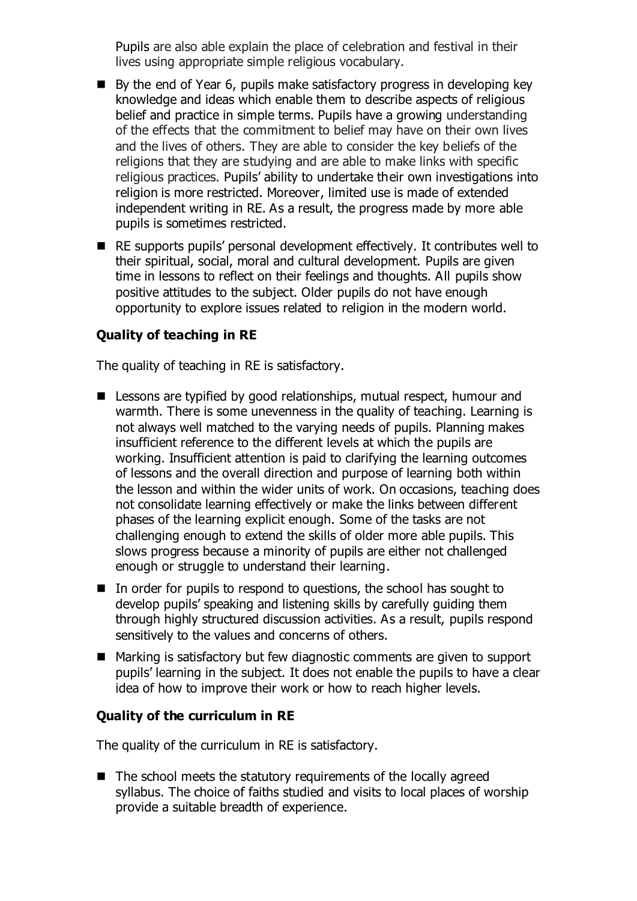Pupils are also able explain the place of celebration and festival in their lives using appropriate simple religious vocabulary.

- By the end of Year 6, pupils make satisfactory progress in developing key knowledge and ideas which enable them to describe aspects of religious belief and practice in simple terms. Pupils have a growing understanding of the effects that the commitment to belief may have on their own lives and the lives of others. They are able to consider the key beliefs of the religions that they are studying and are able to make links with specific religious practices. Pupils' ability to undertake their own investigations into religion is more restricted. Moreover, limited use is made of extended independent writing in RE. As a result, the progress made by more able pupils is sometimes restricted.
- RE supports pupils' personal development effectively. It contributes well to their spiritual, social, moral and cultural development. Pupils are given time in lessons to reflect on their feelings and thoughts. All pupils show positive attitudes to the subject. Older pupils do not have enough opportunity to explore issues related to religion in the modern world.

**Quality of teaching in RE**

The quality of teaching in RE is satisfactory.

- Lessons are typified by good relationships, mutual respect, humour and warmth. There is some unevenness in the quality of teaching. Learning is not always well matched to the varying needs of pupils. Planning makes insufficient reference to the different levels at which the pupils are working. Insufficient attention is paid to clarifying the learning outcomes of lessons and the overall direction and purpose of learning both within the lesson and within the wider units of work. On occasions, teaching does not consolidate learning effectively or make the links between different phases of the learning explicit enough. Some of the tasks are not challenging enough to extend the skills of older more able pupils. This slows progress because a minority of pupils are either not challenged enough or struggle to understand their learning.
- In order for pupils to respond to questions, the school has sought to develop pupils' speaking and listening skills by carefully guiding them through highly structured discussion activities. As a result, pupils respond sensitively to the values and concerns of others.
- Marking is satisfactory but few diagnostic comments are given to support pupils' learning in the subject. It does not enable the pupils to have a clear idea of how to improve their work or how to reach higher levels.

**Quality of the curriculum in RE**

The quality of the curriculum in RE is satisfactory.

- The school meets the statutory requirements of the locally agreed syllabus. The choice of faiths studied and visits to local places of worship provide a suitable breadth of experience.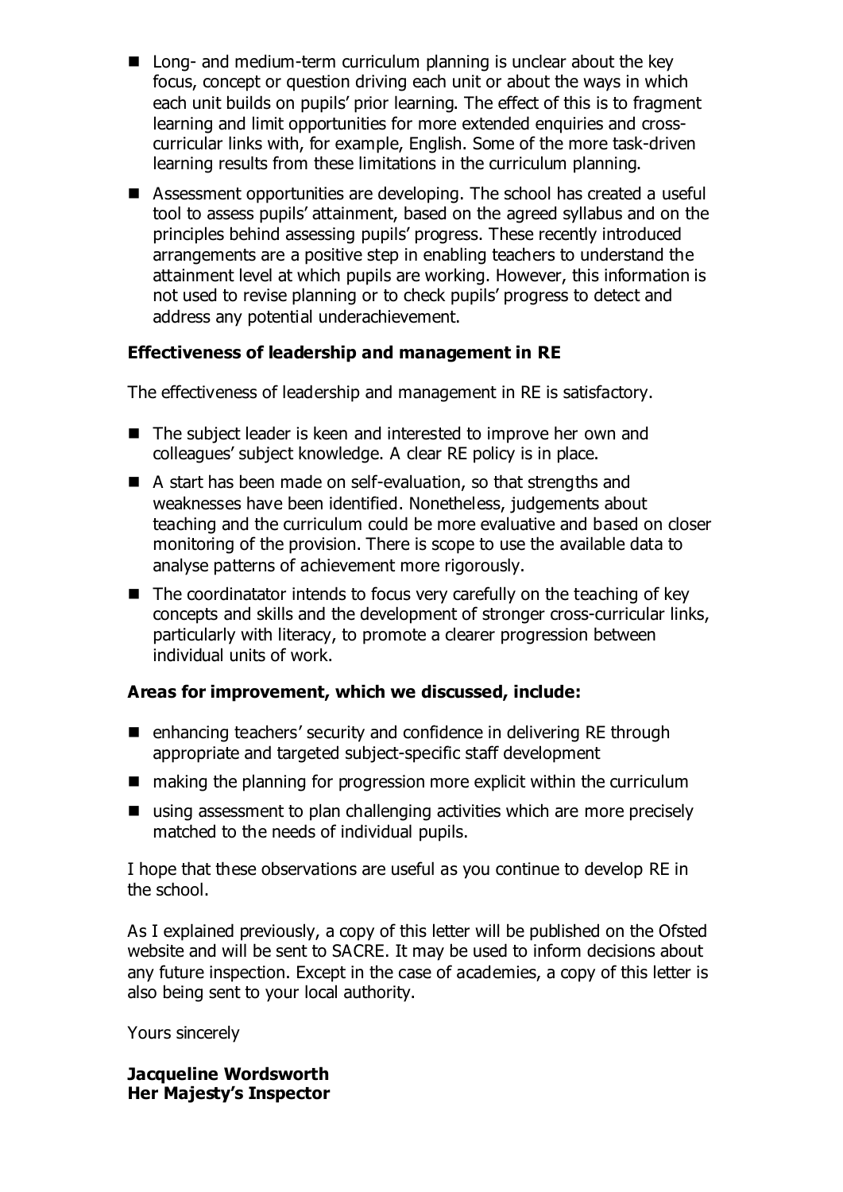- Long- and medium-term curriculum planning is unclear about the key focus, concept or question driving each unit or about the ways in which each unit builds on pupils' prior learning. The effect of this is to fragment learning and limit opportunities for more extended enquiries and cross-curricular links with, for example, English. Some of the more task-driven learning results from these limitations in the curriculum planning.
- Assessment opportunities are developing. The school has created a useful tool to assess pupils' attainment, based on the agreed syllabus and on the principles behind assessing pupils' progress. These recently introduced arrangements are a positive step in enabling teachers to understand the attainment level at which pupils are working. However, this information is not used to revise planning or to check pupils' progress to detect and address any potential underachievement.

**Effectiveness of leadership and management in RE**

The effectiveness of leadership and management in RE is satisfactory.

- The subject leader is keen and interested to improve her own and colleagues' subject knowledge. A clear RE policy is in place.
- A start has been made on self-evaluation, so that strengths and weaknesses have been identified. Nonetheless, judgements about teaching and the curriculum could be more evaluative and based on closer monitoring of the provision. There is scope to use the available data to analyse patterns of achievement more rigorously.
- The coordinatator intends to focus very carefully on the teaching of key concepts and skills and the development of stronger cross-curricular links, particularly with literacy, to promote a clearer progression between individual units of work.

**Areas for improvement, which we discussed, include:**

- enhancing teachers' security and confidence in delivering RE through appropriate and targeted subject-specific staff development
- making the planning for progression more explicit within the curriculum
- using assessment to plan challenging activities which are more precisely matched to the needs of individual pupils.

I hope that these observations are useful as you continue to develop RE in the school.

As I explained previously, a copy of this letter will be published on the Ofsted website and will be sent to SACRE. It may be used to inform decisions about any future inspection. Except in the case of academies, a copy of this letter is also being sent to your local authority.

Yours sincerely

**Jacqueline Wordsworth**
**Her Majesty's Inspector**